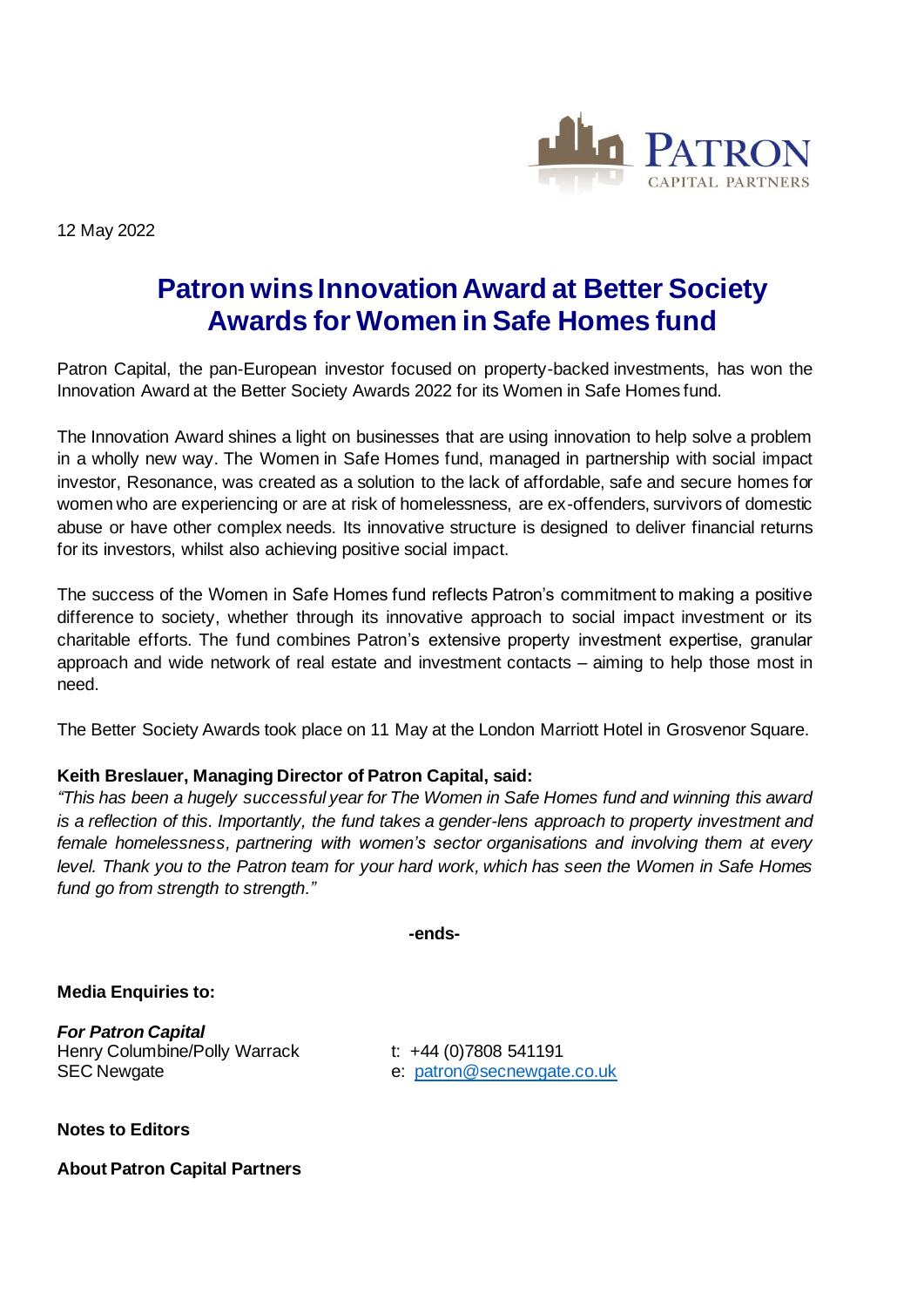12 May 2022

# Patron wins Innovation Award at Better Society Awards for Women in Safe Homes fund

Patron Capital, the pan-European investor focused on property-backed investments, has won the Innovation Award at the Better Society Awards 2022 for its Women in Safe Homes fund.

The Innovation Award shines a light on businesses that are using innovation to help solve a problem in a wholly new way. The Women in Safe Homes fund, managed in partnership with social impact investor, Resonance, was created as a solution to the lack of affordable, safe and secure homes for women who are experiencing or are at risk of homelessness, are ex-offenders, survivors of domestic abuse or have other complex needs. Its innovative structure is designed to deliver financial returns for its investors, whilst also achieving positive social impact.

The success of the Women in Safe Homes fund reflects Patron's commitment to making a positive difference to society, whether through its innovative approach to social impact investment or its charitable efforts. The fund combines Patron's extensive property investment expertise, granular approach and wide network of real estate and investment contacts – aiming to help those most in need.

The Better Society Awards took place on 11 May at the London Marriott Hotel in Grosvenor Square.

**Keith Breslauer, Managing Director of Patron Capital, said:**
*"This has been a hugely successful year for The Women in Safe Homes fund and winning this award is a reflection of this. Importantly, the fund takes a gender-lens approach to property investment and female homelessness, partnering with women's sector organisations and involving them at every level. Thank you to the Patron team for your hard work, which has seen the Women in Safe Homes fund go from strength to strength."*

**-ends-**

**Media Enquiries to:**

***For Patron Capital***
Henry Columbine/Polly Warrack
SEC Newgate

t: +44 (0)7808 541191
e: patron@secnewgate.co.uk

**Notes to Editors**

**About Patron Capital Partners**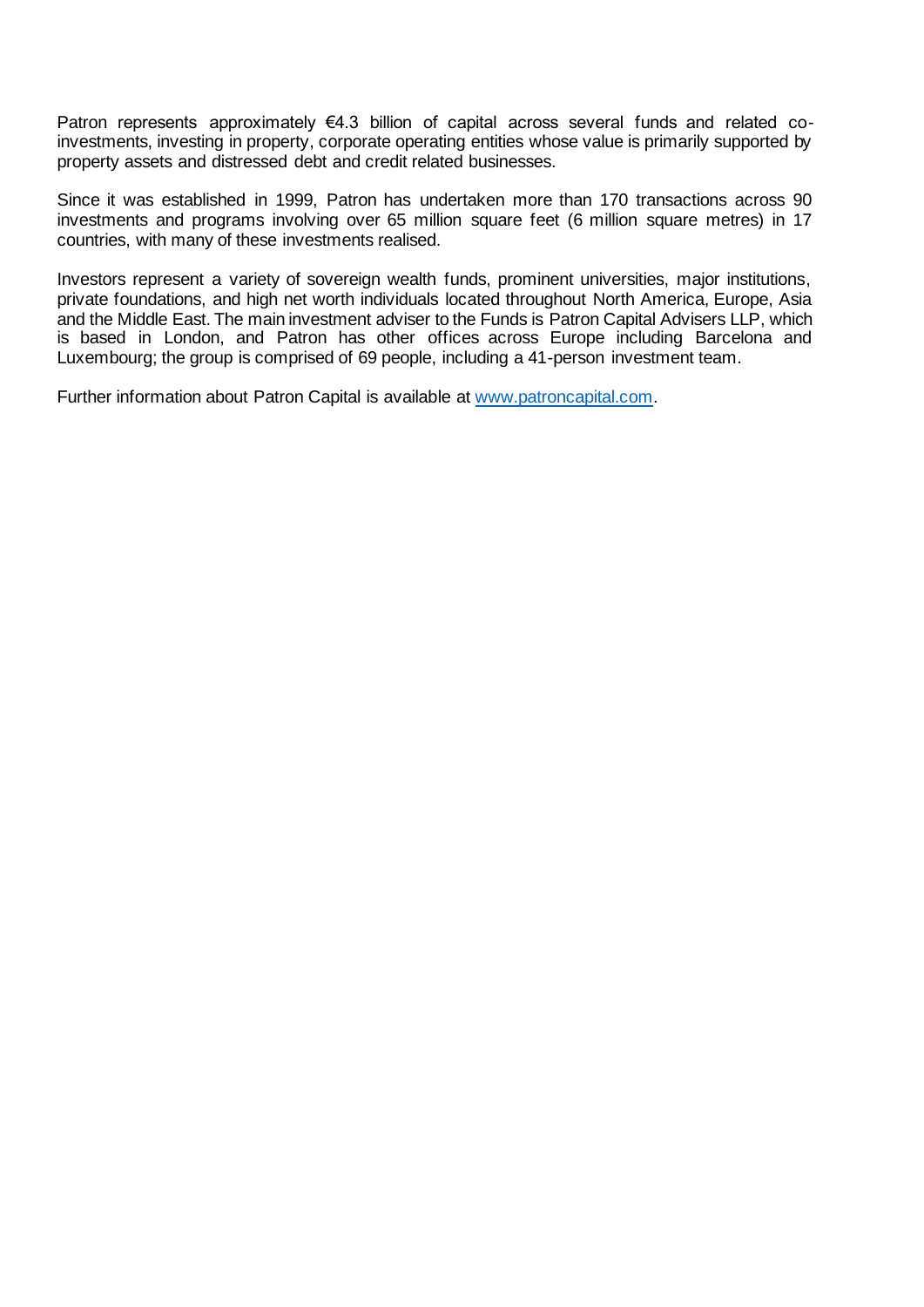Patron represents approximately €4.3 billion of capital across several funds and related co-investments, investing in property, corporate operating entities whose value is primarily supported by property assets and distressed debt and credit related businesses.

Since it was established in 1999, Patron has undertaken more than 170 transactions across 90 investments and programs involving over 65 million square feet (6 million square metres) in 17 countries, with many of these investments realised.

Investors represent a variety of sovereign wealth funds, prominent universities, major institutions, private foundations, and high net worth individuals located throughout North America, Europe, Asia and the Middle East. The main investment adviser to the Funds is Patron Capital Advisers LLP, which is based in London, and Patron has other offices across Europe including Barcelona and Luxembourg; the group is comprised of 69 people, including a 41-person investment team.

Further information about Patron Capital is available at [www.patroncapital.com](http://www.patroncapital.com).